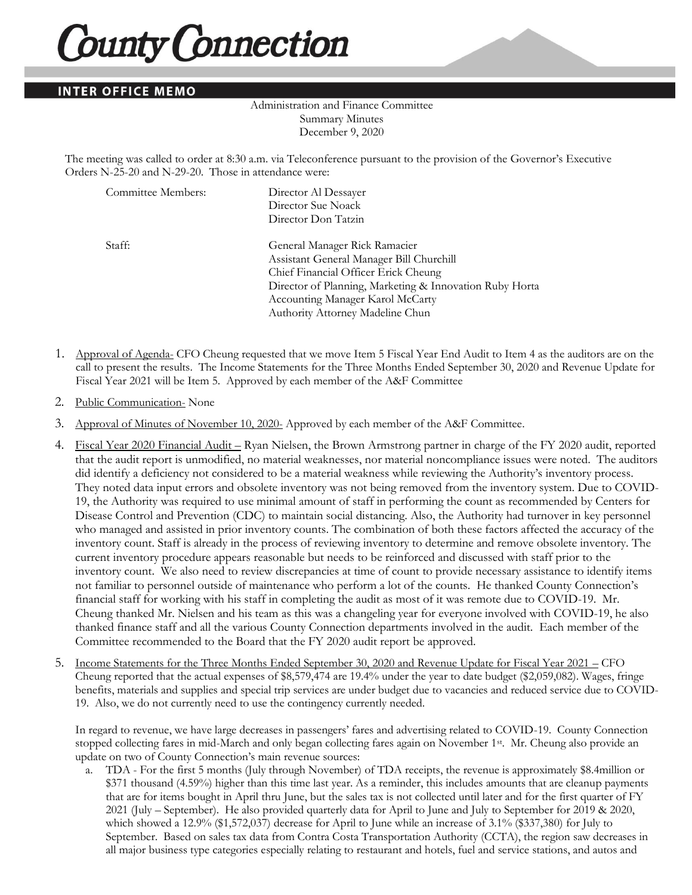# County Connection

## INTER OFFICE MEMO

Administration and Finance Committee
Summary Minutes
December 9, 2020

The meeting was called to order at 8:30 a.m. via Teleconference pursuant to the provision of the Governor's Executive Orders N-25-20 and N-29-20. Those in attendance were:

| | |
|---|---|
| Committee Members: | Director Al Dessayer<br>Director Sue Noack<br>Director Don Tatzin |
| Staff: | General Manager Rick Ramacier<br>Assistant General Manager Bill Churchill<br>Chief Financial Officer Erick Cheung<br>Director of Planning, Marketing & Innovation Ruby Horta<br>Accounting Manager Karol McCarty<br>Authority Attorney Madeline Chun |

1. Approval of Agenda- CFO Cheung requested that we move Item 5 Fiscal Year End Audit to Item 4 as the auditors are on the call to present the results. The Income Statements for the Three Months Ended September 30, 2020 and Revenue Update for Fiscal Year 2021 will be Item 5. Approved by each member of the A&F Committee

2. Public Communication- None

3. Approval of Minutes of November 10, 2020- Approved by each member of the A&F Committee.

4. Fiscal Year 2020 Financial Audit – Ryan Nielsen, the Brown Armstrong partner in charge of the FY 2020 audit, reported that the audit report is unmodified, no material weaknesses, nor material noncompliance issues were noted. The auditors did identify a deficiency not considered to be a material weakness while reviewing the Authority's inventory process. They noted data input errors and obsolete inventory was not being removed from the inventory system. Due to COVID-19, the Authority was required to use minimal amount of staff in performing the count as recommended by Centers for Disease Control and Prevention (CDC) to maintain social distancing. Also, the Authority had turnover in key personnel who managed and assisted in prior inventory counts. The combination of both these factors affected the accuracy of the inventory count. Staff is already in the process of reviewing inventory to determine and remove obsolete inventory. The current inventory procedure appears reasonable but needs to be reinforced and discussed with staff prior to the inventory count. We also need to review discrepancies at time of count to provide necessary assistance to identify items not familiar to personnel outside of maintenance who perform a lot of the counts. He thanked County Connection's financial staff for working with his staff in completing the audit as most of it was remote due to COVID-19. Mr. Cheung thanked Mr. Nielsen and his team as this was a changeling year for everyone involved with COVID-19, he also thanked finance staff and all the various County Connection departments involved in the audit. Each member of the Committee recommended to the Board that the FY 2020 audit report be approved.

5. Income Statements for the Three Months Ended September 30, 2020 and Revenue Update for Fiscal Year 2021 – CFO Cheung reported that the actual expenses of $8,579,474 are 19.4% under the year to date budget ($2,059,082). Wages, fringe benefits, materials and supplies and special trip services are under budget due to vacancies and reduced service due to COVID-19. Also, we do not currently need to use the contingency currently needed.

   In regard to revenue, we have large decreases in passengers' fares and advertising related to COVID-19. County Connection stopped collecting fares in mid-March and only began collecting fares again on November 1st. Mr. Cheung also provide an update on two of County Connection's main revenue sources:

   a. TDA - For the first 5 months (July through November) of TDA receipts, the revenue is approximately $8.4million or $371 thousand (4.59%) higher than this time last year. As a reminder, this includes amounts that are cleanup payments that are for items bought in April thru June, but the sales tax is not collected until later and for the first quarter of FY 2021 (July – September). He also provided quarterly data for April to June and July to September for 2019 & 2020, which showed a 12.9% ($1,572,037) decrease for April to June while an increase of 3.1% ($337,380) for July to September. Based on sales tax data from Contra Costa Transportation Authority (CCTA), the region saw decreases in all major business type categories especially relating to restaurant and hotels, fuel and service stations, and autos and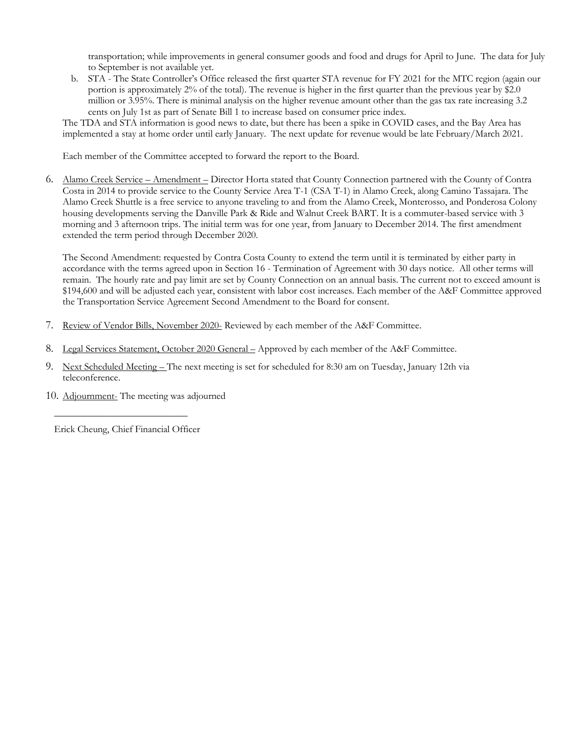transportation; while improvements in general consumer goods and food and drugs for April to June. The data for July to September is not available yet.

b. STA - The State Controller's Office released the first quarter STA revenue for FY 2021 for the MTC region (again our portion is approximately 2% of the total). The revenue is higher in the first quarter than the previous year by $2.0 million or 3.95%. There is minimal analysis on the higher revenue amount other than the gas tax rate increasing 3.2 cents on July 1st as part of Senate Bill 1 to increase based on consumer price index.

The TDA and STA information is good news to date, but there has been a spike in COVID cases, and the Bay Area has implemented a stay at home order until early January. The next update for revenue would be late February/March 2021.

Each member of the Committee accepted to forward the report to the Board.

6. <u>Alamo Creek Service – Amendment –</u> Director Horta stated that County Connection partnered with the County of Contra Costa in 2014 to provide service to the County Service Area T-1 (CSA T-1) in Alamo Creek, along Camino Tassajara. The Alamo Creek Shuttle is a free service to anyone traveling to and from the Alamo Creek, Monterosso, and Ponderosa Colony housing developments serving the Danville Park & Ride and Walnut Creek BART. It is a commuter-based service with 3 morning and 3 afternoon trips. The initial term was for one year, from January to December 2014. The first amendment extended the term period through December 2020.

   The Second Amendment: requested by Contra Costa County to extend the term until it is terminated by either party in accordance with the terms agreed upon in Section 16 - Termination of Agreement with 30 days notice. All other terms will remain. The hourly rate and pay limit are set by County Connection on an annual basis. The current not to exceed amount is $194,600 and will be adjusted each year, consistent with labor cost increases. Each member of the A&F Committee approved the Transportation Service Agreement Second Amendment to the Board for consent.

7. <u>Review of Vendor Bills, November 2020-</u> Reviewed by each member of the A&F Committee.

8. <u>Legal Services Statement, October 2020 General –</u> Approved by each member of the A&F Committee.

9. <u>Next Scheduled Meeting –</u> The next meeting is set for scheduled for 8:30 am on Tuesday, January 12th via teleconference.

10. <u>Adjournment-</u> The meeting was adjourned

\_\_\_\_\_\_\_\_\_\_\_\_\_\_\_\_\_\_\_\_\_\_\_\_\_\_\_\_

Erick Cheung, Chief Financial Officer